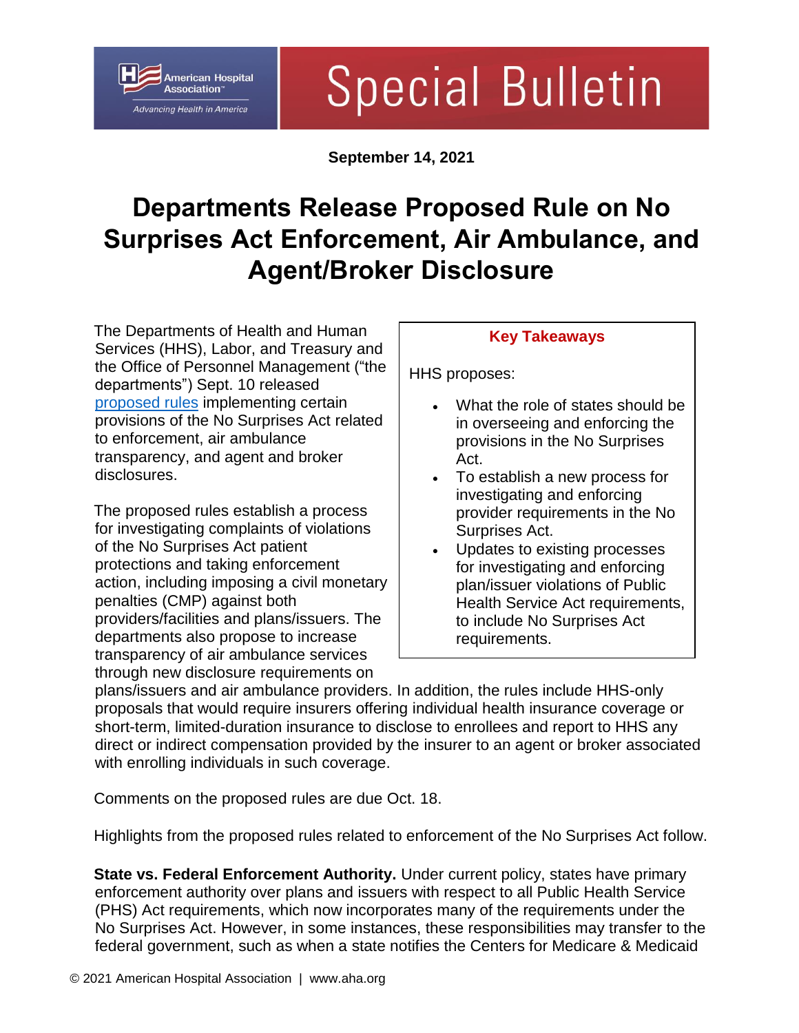Special Bulletin

**September 14, 2021**

# Departments Release Proposed Rule on No Surprises Act Enforcement, Air Ambulance, and Agent/Broker Disclosure

The Departments of Health and Human Services (HHS), Labor, and Treasury and the Office of Personnel Management ("the departments") Sept. 10 released [proposed rules](proposed rules) implementing certain provisions of the No Surprises Act related to enforcement, air ambulance transparency, and agent and broker disclosures.

**Key Takeaways**

HHS proposes:

- What the role of states should be in overseeing and enforcing the provisions in the No Surprises Act.
- To establish a new process for investigating and enforcing provider requirements in the No Surprises Act.
- Updates to existing processes for investigating and enforcing plan/issuer violations of Public Health Service Act requirements, to include No Surprises Act requirements.

The proposed rules establish a process for investigating complaints of violations of the No Surprises Act patient protections and taking enforcement action, including imposing a civil monetary penalties (CMP) against both providers/facilities and plans/issuers. The departments also propose to increase transparency of air ambulance services through new disclosure requirements on plans/issuers and air ambulance providers. In addition, the rules include HHS-only proposals that would require insurers offering individual health insurance coverage or short-term, limited-duration insurance to disclose to enrollees and report to HHS any direct or indirect compensation provided by the insurer to an agent or broker associated with enrolling individuals in such coverage.

Comments on the proposed rules are due Oct. 18.

Highlights from the proposed rules related to enforcement of the No Surprises Act follow.

**State vs. Federal Enforcement Authority.** Under current policy, states have primary enforcement authority over plans and issuers with respect to all Public Health Service (PHS) Act requirements, which now incorporates many of the requirements under the No Surprises Act. However, in some instances, these responsibilities may transfer to the federal government, such as when a state notifies the Centers for Medicare & Medicaid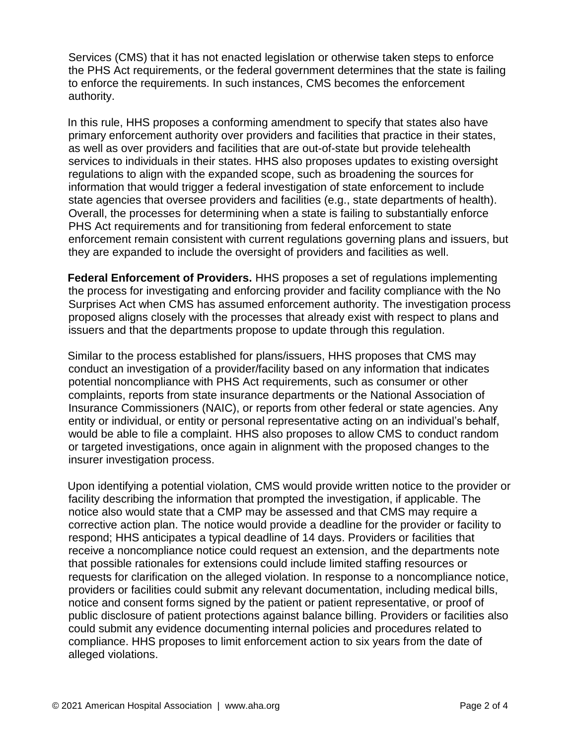Services (CMS) that it has not enacted legislation or otherwise taken steps to enforce the PHS Act requirements, or the federal government determines that the state is failing to enforce the requirements. In such instances, CMS becomes the enforcement authority.

In this rule, HHS proposes a conforming amendment to specify that states also have primary enforcement authority over providers and facilities that practice in their states, as well as over providers and facilities that are out-of-state but provide telehealth services to individuals in their states. HHS also proposes updates to existing oversight regulations to align with the expanded scope, such as broadening the sources for information that would trigger a federal investigation of state enforcement to include state agencies that oversee providers and facilities (e.g., state departments of health). Overall, the processes for determining when a state is failing to substantially enforce PHS Act requirements and for transitioning from federal enforcement to state enforcement remain consistent with current regulations governing plans and issuers, but they are expanded to include the oversight of providers and facilities as well.

**Federal Enforcement of Providers.** HHS proposes a set of regulations implementing the process for investigating and enforcing provider and facility compliance with the No Surprises Act when CMS has assumed enforcement authority. The investigation process proposed aligns closely with the processes that already exist with respect to plans and issuers and that the departments propose to update through this regulation.

Similar to the process established for plans/issuers, HHS proposes that CMS may conduct an investigation of a provider/facility based on any information that indicates potential noncompliance with PHS Act requirements, such as consumer or other complaints, reports from state insurance departments or the National Association of Insurance Commissioners (NAIC), or reports from other federal or state agencies. Any entity or individual, or entity or personal representative acting on an individual's behalf, would be able to file a complaint. HHS also proposes to allow CMS to conduct random or targeted investigations, once again in alignment with the proposed changes to the insurer investigation process.

Upon identifying a potential violation, CMS would provide written notice to the provider or facility describing the information that prompted the investigation, if applicable. The notice also would state that a CMP may be assessed and that CMS may require a corrective action plan. The notice would provide a deadline for the provider or facility to respond; HHS anticipates a typical deadline of 14 days. Providers or facilities that receive a noncompliance notice could request an extension, and the departments note that possible rationales for extensions could include limited staffing resources or requests for clarification on the alleged violation. In response to a noncompliance notice, providers or facilities could submit any relevant documentation, including medical bills, notice and consent forms signed by the patient or patient representative, or proof of public disclosure of patient protections against balance billing. Providers or facilities also could submit any evidence documenting internal policies and procedures related to compliance. HHS proposes to limit enforcement action to six years from the date of alleged violations.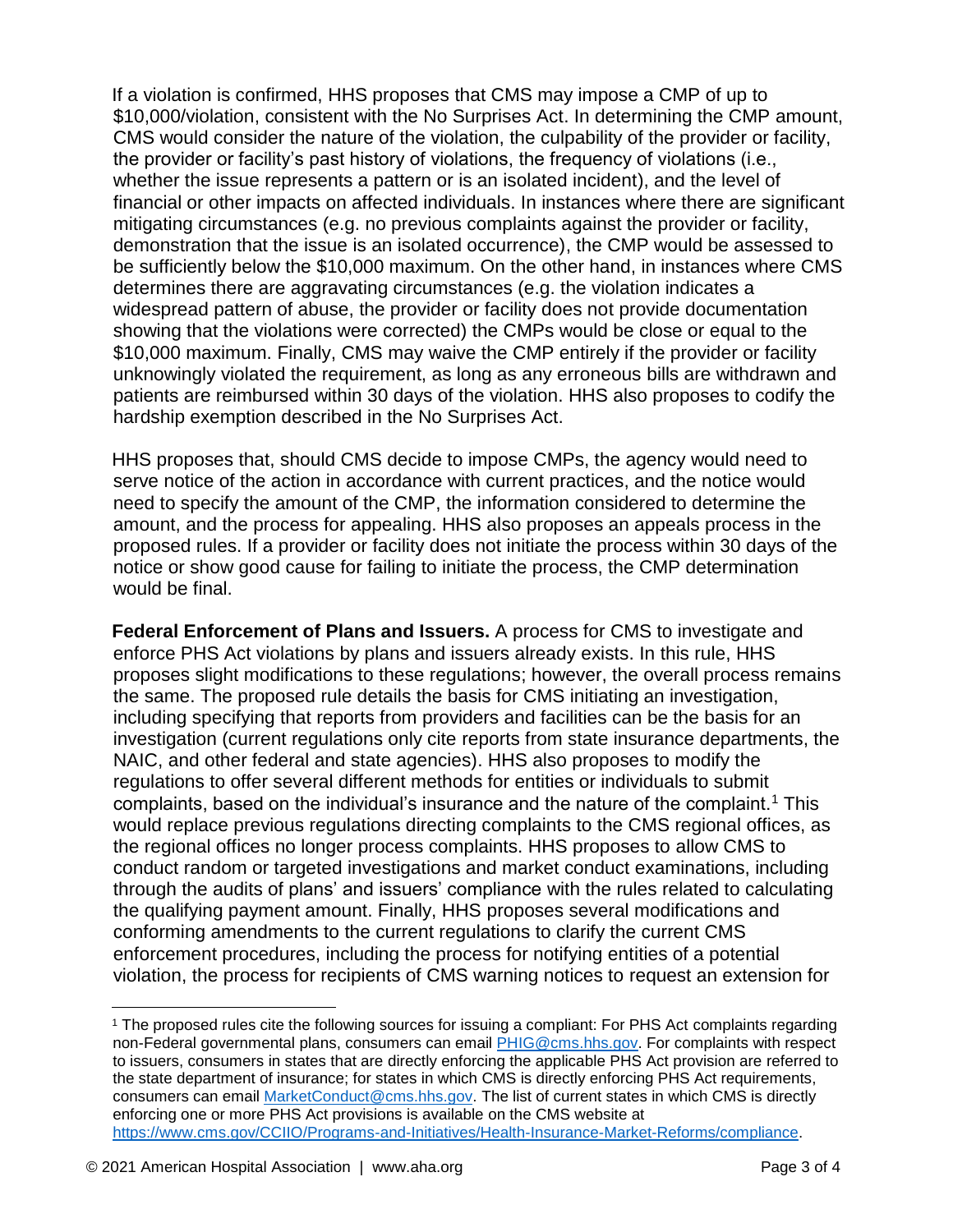If a violation is confirmed, HHS proposes that CMS may impose a CMP of up to $10,000/violation, consistent with the No Surprises Act. In determining the CMP amount, CMS would consider the nature of the violation, the culpability of the provider or facility, the provider or facility's past history of violations, the frequency of violations (i.e., whether the issue represents a pattern or is an isolated incident), and the level of financial or other impacts on affected individuals. In instances where there are significant mitigating circumstances (e.g. no previous complaints against the provider or facility, demonstration that the issue is an isolated occurrence), the CMP would be assessed to be sufficiently below the $10,000 maximum. On the other hand, in instances where CMS determines there are aggravating circumstances (e.g. the violation indicates a widespread pattern of abuse, the provider or facility does not provide documentation showing that the violations were corrected) the CMPs would be close or equal to the $10,000 maximum. Finally, CMS may waive the CMP entirely if the provider or facility unknowingly violated the requirement, as long as any erroneous bills are withdrawn and patients are reimbursed within 30 days of the violation. HHS also proposes to codify the hardship exemption described in the No Surprises Act.

HHS proposes that, should CMS decide to impose CMPs, the agency would need to serve notice of the action in accordance with current practices, and the notice would need to specify the amount of the CMP, the information considered to determine the amount, and the process for appealing. HHS also proposes an appeals process in the proposed rules. If a provider or facility does not initiate the process within 30 days of the notice or show good cause for failing to initiate the process, the CMP determination would be final.

**Federal Enforcement of Plans and Issuers.** A process for CMS to investigate and enforce PHS Act violations by plans and issuers already exists. In this rule, HHS proposes slight modifications to these regulations; however, the overall process remains the same. The proposed rule details the basis for CMS initiating an investigation, including specifying that reports from providers and facilities can be the basis for an investigation (current regulations only cite reports from state insurance departments, the NAIC, and other federal and state agencies). HHS also proposes to modify the regulations to offer several different methods for entities or individuals to submit complaints, based on the individual's insurance and the nature of the complaint.[1] This would replace previous regulations directing complaints to the CMS regional offices, as the regional offices no longer process complaints. HHS proposes to allow CMS to conduct random or targeted investigations and market conduct examinations, including through the audits of plans' and issuers' compliance with the rules related to calculating the qualifying payment amount. Finally, HHS proposes several modifications and conforming amendments to the current regulations to clarify the current CMS enforcement procedures, including the process for notifying entities of a potential violation, the process for recipients of CMS warning notices to request an extension for

---

[1] The proposed rules cite the following sources for issuing a compliant: For PHS Act complaints regarding non-Federal governmental plans, consumers can email PHIG@cms.hhs.gov. For complaints with respect to issuers, consumers in states that are directly enforcing the applicable PHS Act provision are referred to the state department of insurance; for states in which CMS is directly enforcing PHS Act requirements, consumers can email MarketConduct@cms.hhs.gov. The list of current states in which CMS is directly enforcing one or more PHS Act provisions is available on the CMS website at https://www.cms.gov/CCIIO/Programs-and-Initiatives/Health-Insurance-Market-Reforms/compliance.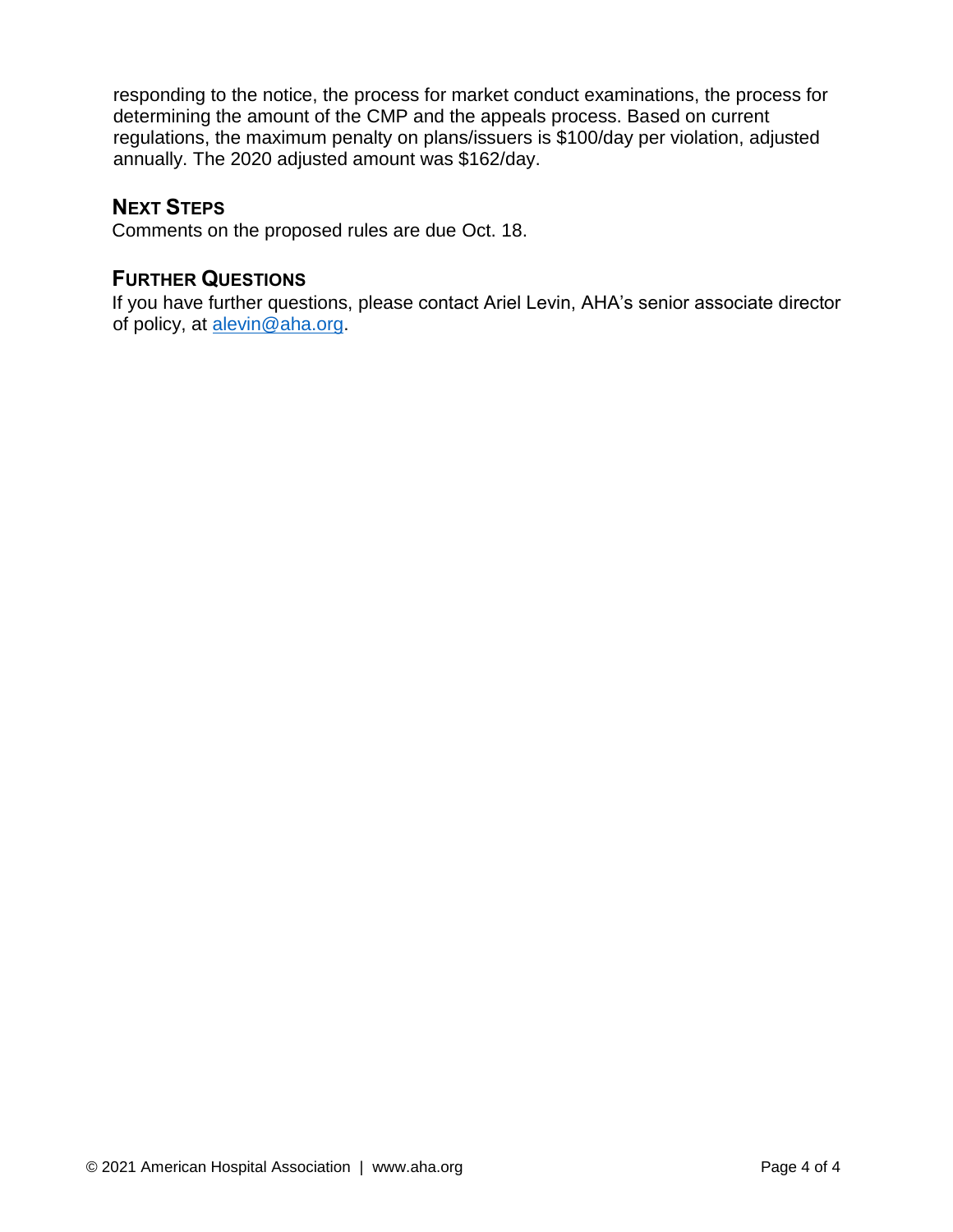responding to the notice, the process for market conduct examinations, the process for determining the amount of the CMP and the appeals process. Based on current regulations, the maximum penalty on plans/issuers is $100/day per violation, adjusted annually. The 2020 adjusted amount was $162/day.

## NEXT STEPS

Comments on the proposed rules are due Oct. 18.

## FURTHER QUESTIONS

If you have further questions, please contact Ariel Levin, AHA's senior associate director of policy, at [alevin@aha.org](mailto:alevin@aha.org).